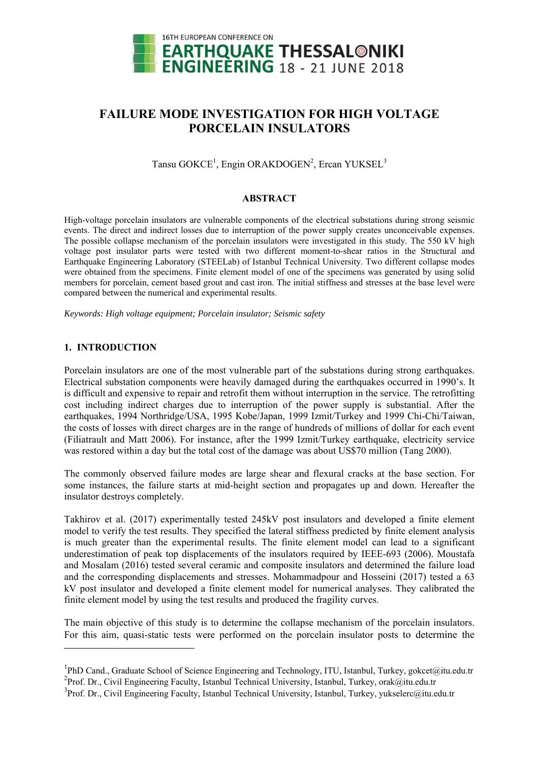# FAILURE MODE INVESTIGATION FOR HIGH VOLTAGE PORCELAIN INSULATORS

Tansu GOKCE[1], Engin ORAKDOGEN[2], Ercan YUKSEL[3]

## ABSTRACT

High-voltage porcelain insulators are vulnerable components of the electrical substations during strong seismic events. The direct and indirect losses due to interruption of the power supply creates unconceivable expenses. The possible collapse mechanism of the porcelain insulators were investigated in this study. The 550 kV high voltage post insulator parts were tested with two different moment-to-shear ratios in the Structural and Earthquake Engineering Laboratory (STEELab) of Istanbul Technical University. Two different collapse modes were obtained from the specimens. Finite element model of one of the specimens was generated by using solid members for porcelain, cement based grout and cast iron. The initial stiffness and stresses at the base level were compared between the numerical and experimental results.

*Keywords: High voltage equipment; Porcelain insulator; Seismic safety*

## 1. INTRODUCTION

Porcelain insulators are one of the most vulnerable part of the substations during strong earthquakes. Electrical substation components were heavily damaged during the earthquakes occurred in 1990's. It is difficult and expensive to repair and retrofit them without interruption in the service. The retrofitting cost including indirect charges due to interruption of the power supply is substantial. After the earthquakes, 1994 Northridge/USA, 1995 Kobe/Japan, 1999 Izmit/Turkey and 1999 Chi-Chi/Taiwan, the costs of losses with direct charges are in the range of hundreds of millions of dollar for each event (Filiatrault and Matt 2006). For instance, after the 1999 Izmit/Turkey earthquake, electricity service was restored within a day but the total cost of the damage was about US$70 million (Tang 2000).

The commonly observed failure modes are large shear and flexural cracks at the base section. For some instances, the failure starts at mid-height section and propagates up and down. Hereafter the insulator destroys completely.

Takhirov et al. (2017) experimentally tested 245kV post insulators and developed a finite element model to verify the test results. They specified the lateral stiffness predicted by finite element analysis is much greater than the experimental results. The finite element model can lead to a significant underestimation of peak top displacements of the insulators required by IEEE-693 (2006). Moustafa and Mosalam (2016) tested several ceramic and composite insulators and determined the failure load and the corresponding displacements and stresses. Mohammadpour and Hosseini (2017) tested a 63 kV post insulator and developed a finite element model for numerical analyses. They calibrated the finite element model by using the test results and produced the fragility curves.

The main objective of this study is to determine the collapse mechanism of the porcelain insulators. For this aim, quasi-static tests were performed on the porcelain insulator posts to determine the

---

[1]PhD Cand., Graduate School of Science Engineering and Technology, ITU, Istanbul, Turkey, gokcet@itu.edu.tr
[2]Prof. Dr., Civil Engineering Faculty, Istanbul Technical University, Istanbul, Turkey, orak@itu.edu.tr
[3]Prof. Dr., Civil Engineering Faculty, Istanbul Technical University, Istanbul, Turkey, yukselerc@itu.edu.tr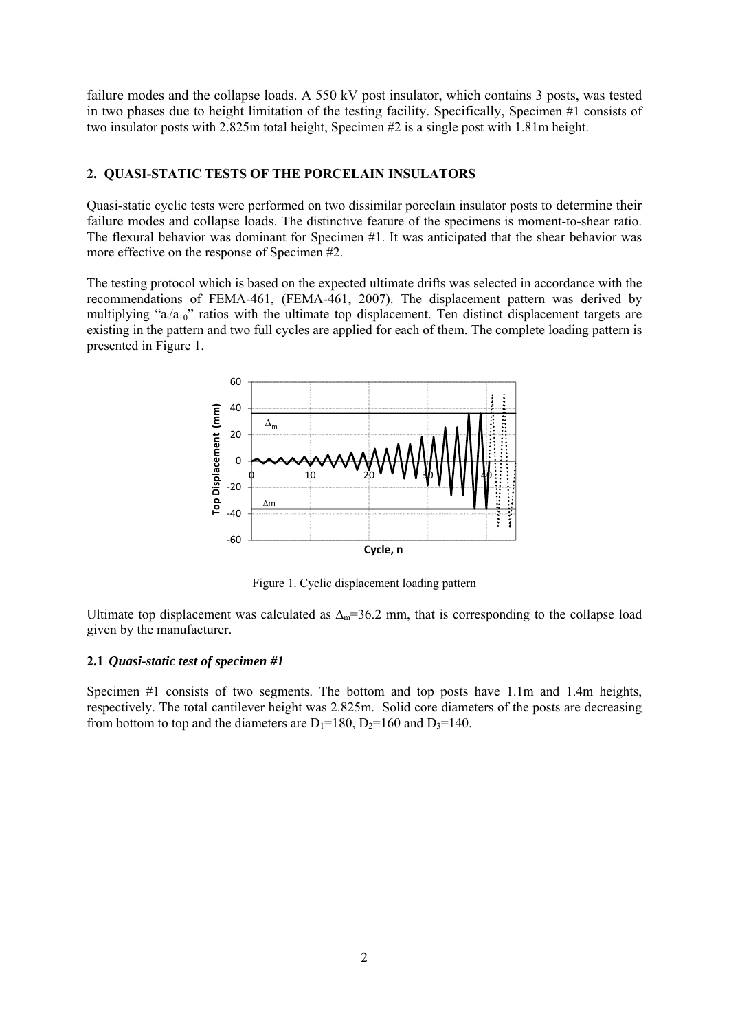failure modes and the collapse loads. A 550 kV post insulator, which contains 3 posts, was tested in two phases due to height limitation of the testing facility. Specifically, Specimen #1 consists of two insulator posts with 2.825m total height, Specimen #2 is a single post with 1.81m height.

## 2. QUASI-STATIC TESTS OF THE PORCELAIN INSULATORS

Quasi-static cyclic tests were performed on two dissimilar porcelain insulator posts to determine their failure modes and collapse loads. The distinctive feature of the specimens is moment-to-shear ratio. The flexural behavior was dominant for Specimen #1. It was anticipated that the shear behavior was more effective on the response of Specimen #2.

The testing protocol which is based on the expected ultimate drifts was selected in accordance with the recommendations of FEMA-461, (FEMA-461, 2007). The displacement pattern was derived by multiplying "$a_i/a_{10}$" ratios with the ultimate top displacement. Ten distinct displacement targets are existing in the pattern and two full cycles are applied for each of them. The complete loading pattern is presented in Figure 1.

Figure 1. Cyclic displacement loading pattern

Ultimate top displacement was calculated as $\Delta_m$=36.2 mm, that is corresponding to the collapse load given by the manufacturer.

### 2.1 *Quasi-static test of specimen #1*

Specimen #1 consists of two segments. The bottom and top posts have 1.1m and 1.4m heights, respectively. The total cantilever height was 2.825m. Solid core diameters of the posts are decreasing from bottom to top and the diameters are $D_1$=180, $D_2$=160 and $D_3$=140.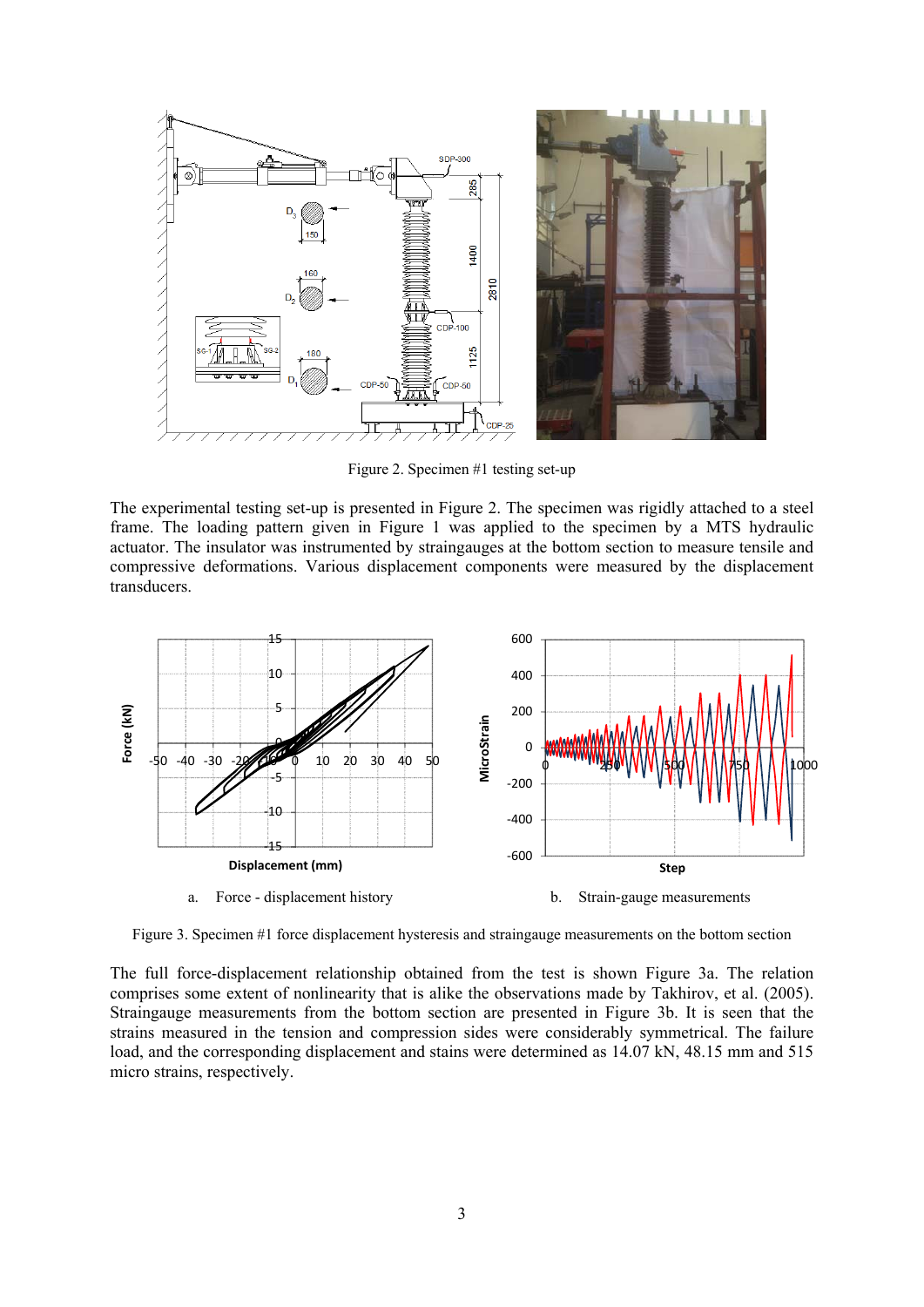Figure 2. Specimen #1 testing set-up

The experimental testing set-up is presented in Figure 2. The specimen was rigidly attached to a steel frame. The loading pattern given in Figure 1 was applied to the specimen by a MTS hydraulic actuator. The insulator was instrumented by straingauges at the bottom section to measure tensile and compressive deformations. Various displacement components were measured by the displacement transducers.

a. Force - displacement history

b. Strain-gauge measurements

Figure 3. Specimen #1 force displacement hysteresis and straingauge measurements on the bottom section

The full force-displacement relationship obtained from the test is shown Figure 3a. The relation comprises some extent of nonlinearity that is alike the observations made by Takhirov, et al. (2005). Straingauge measurements from the bottom section are presented in Figure 3b. It is seen that the strains measured in the tension and compression sides were considerably symmetrical. The failure load, and the corresponding displacement and stains were determined as 14.07 kN, 48.15 mm and 515 micro strains, respectively.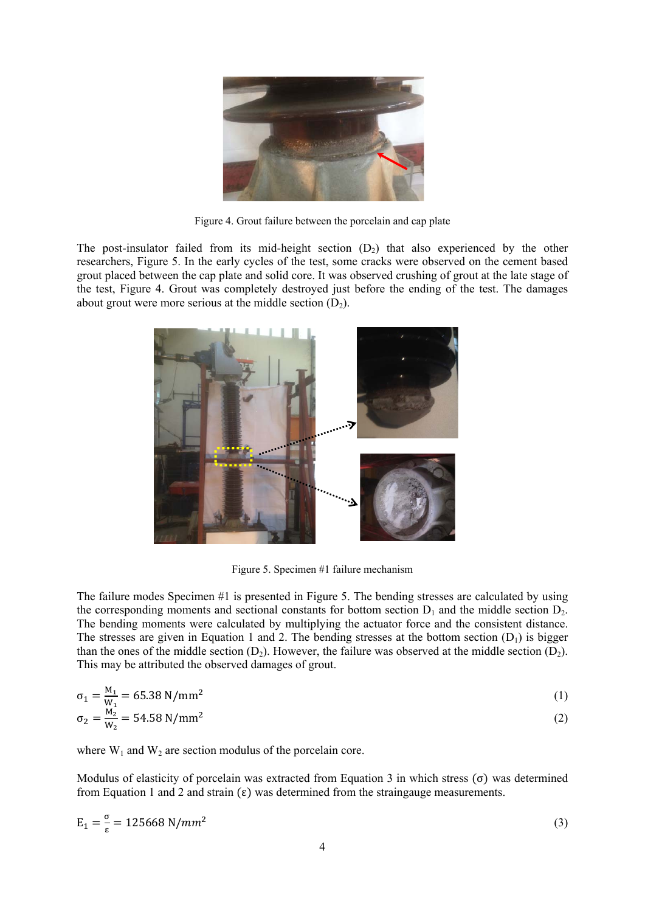Figure 4. Grout failure between the porcelain and cap plate

The post-insulator failed from its mid-height section ($D_2$) that also experienced by the other researchers, Figure 5. In the early cycles of the test, some cracks were observed on the cement based grout placed between the cap plate and solid core. It was observed crushing of grout at the late stage of the test, Figure 4. Grout was completely destroyed just before the ending of the test. The damages about grout were more serious at the middle section ($D_2$).

Figure 5. Specimen #1 failure mechanism

The failure modes Specimen #1 is presented in Figure 5. The bending stresses are calculated by using the corresponding moments and sectional constants for bottom section $D_1$ and the middle section $D_2$. The bending moments were calculated by multiplying the actuator force and the consistent distance. The stresses are given in Equation 1 and 2. The bending stresses at the bottom section ($D_1$) is bigger than the ones of the middle section ($D_2$). However, the failure was observed at the middle section ($D_2$). This may be attributed the observed damages of grout.

$$\sigma_1 = \frac{M_1}{W_1} = 65.38 \text{ N/mm}^2 \tag{1}$$

$$\sigma_2 = \frac{M_2}{W_2} = 54.58 \text{ N/mm}^2 \tag{2}$$

where $W_1$ and $W_2$ are section modulus of the porcelain core.

Modulus of elasticity of porcelain was extracted from Equation 3 in which stress ($\sigma$) was determined from Equation 1 and 2 and strain ($\varepsilon$) was determined from the straingauge measurements.

$$E_1 = \frac{\sigma}{\varepsilon} = 125668 \text{ N/}mm^2 \tag{3}$$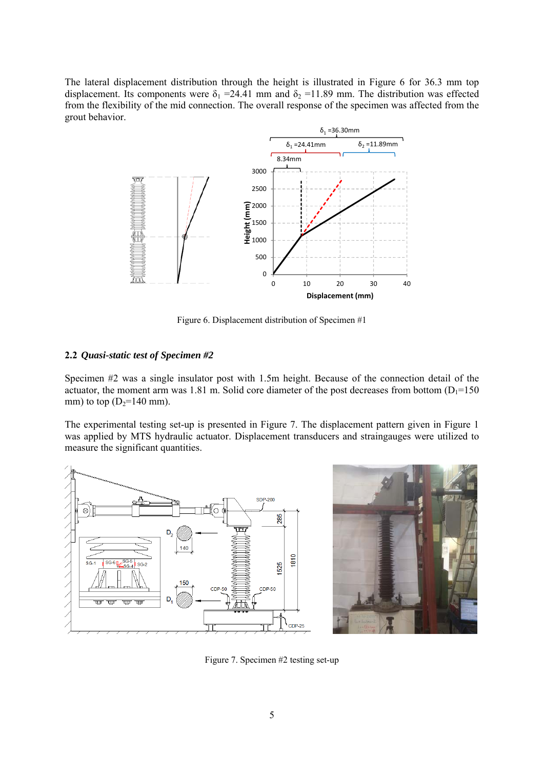The lateral displacement distribution through the height is illustrated in Figure 6 for 36.3 mm top displacement. Its components were $\delta_1$ =24.41 mm and $\delta_2$ =11.89 mm. The distribution was effected from the flexibility of the mid connection. The overall response of the specimen was affected from the grout behavior.

Figure 6. Displacement distribution of Specimen #1

## 2.2 *Quasi-static test of Specimen #2*

Specimen #2 was a single insulator post with 1.5m height. Because of the connection detail of the actuator, the moment arm was 1.81 m. Solid core diameter of the post decreases from bottom ($D_1$=150 mm) to top ($D_2$=140 mm).

The experimental testing set-up is presented in Figure 7. The displacement pattern given in Figure 1 was applied by MTS hydraulic actuator. Displacement transducers and straingauges were utilized to measure the significant quantities.

Figure 7. Specimen #2 testing set-up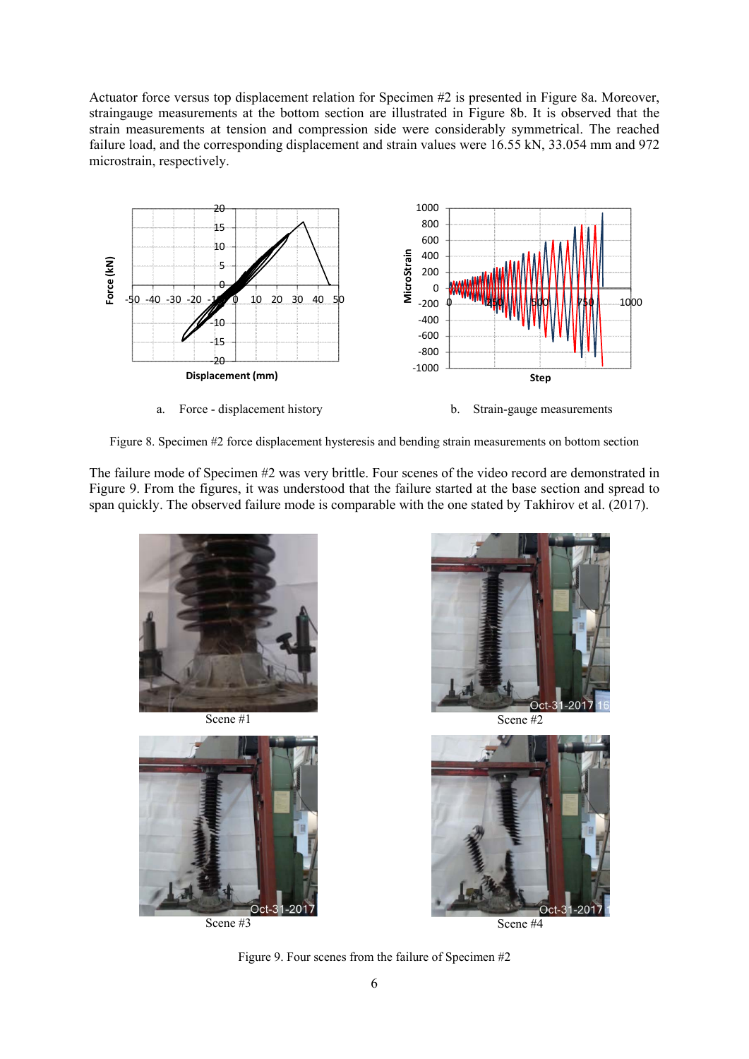Actuator force versus top displacement relation for Specimen #2 is presented in Figure 8a. Moreover, straingauge measurements at the bottom section are illustrated in Figure 8b. It is observed that the strain measurements at tension and compression side were considerably symmetrical. The reached failure load, and the corresponding displacement and strain values were 16.55 kN, 33.054 mm and 972 microstrain, respectively.

a. Force - displacement history

b. Strain-gauge measurements

Figure 8. Specimen #2 force displacement hysteresis and bending strain measurements on bottom section

The failure mode of Specimen #2 was very brittle. Four scenes of the video record are demonstrated in Figure 9. From the figures, it was understood that the failure started at the base section and spread to span quickly. The observed failure mode is comparable with the one stated by Takhirov et al. (2017).

Scene #1

Scene #2

Scene #3

Scene #4

Figure 9. Four scenes from the failure of Specimen #2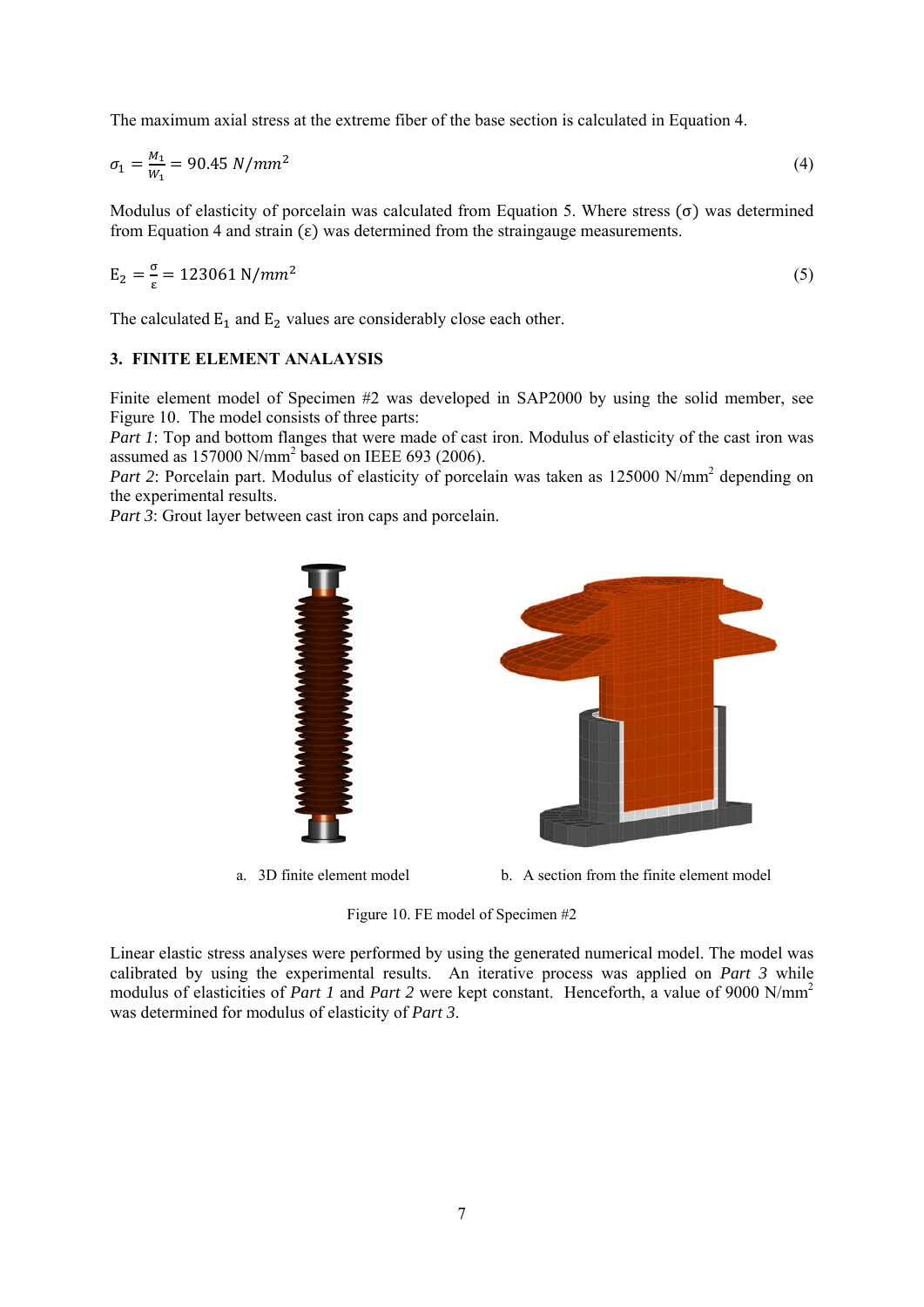The maximum axial stress at the extreme fiber of the base section is calculated in Equation 4.

$$\sigma_1 = \frac{M_1}{W_1} = 90.45\ N/mm^2 \tag{4}$$

Modulus of elasticity of porcelain was calculated from Equation 5. Where stress ($\sigma$) was determined from Equation 4 and strain ($\varepsilon$) was determined from the straingauge measurements.

$$\mathrm{E}_2 = \frac{\sigma}{\varepsilon} = 123061\ \mathrm{N}/mm^2 \tag{5}$$

The calculated $\mathrm{E}_1$ and $\mathrm{E}_2$ values are considerably close each other.

## 3. FINITE ELEMENT ANALAYSIS

Finite element model of Specimen #2 was developed in SAP2000 by using the solid member, see Figure 10. The model consists of three parts:

*Part 1*: Top and bottom flanges that were made of cast iron. Modulus of elasticity of the cast iron was assumed as 157000 N/mm$^2$ based on IEEE 693 (2006).

*Part 2*: Porcelain part. Modulus of elasticity of porcelain was taken as 125000 N/mm$^2$ depending on the experimental results.

*Part 3*: Grout layer between cast iron caps and porcelain.

a. 3D finite element model

b. A section from the finite element model

Figure 10. FE model of Specimen #2

Linear elastic stress analyses were performed by using the generated numerical model. The model was calibrated by using the experimental results. An iterative process was applied on *Part 3* while modulus of elasticities of *Part 1* and *Part 2* were kept constant. Henceforth, a value of 9000 N/mm$^2$ was determined for modulus of elasticity of *Part 3*.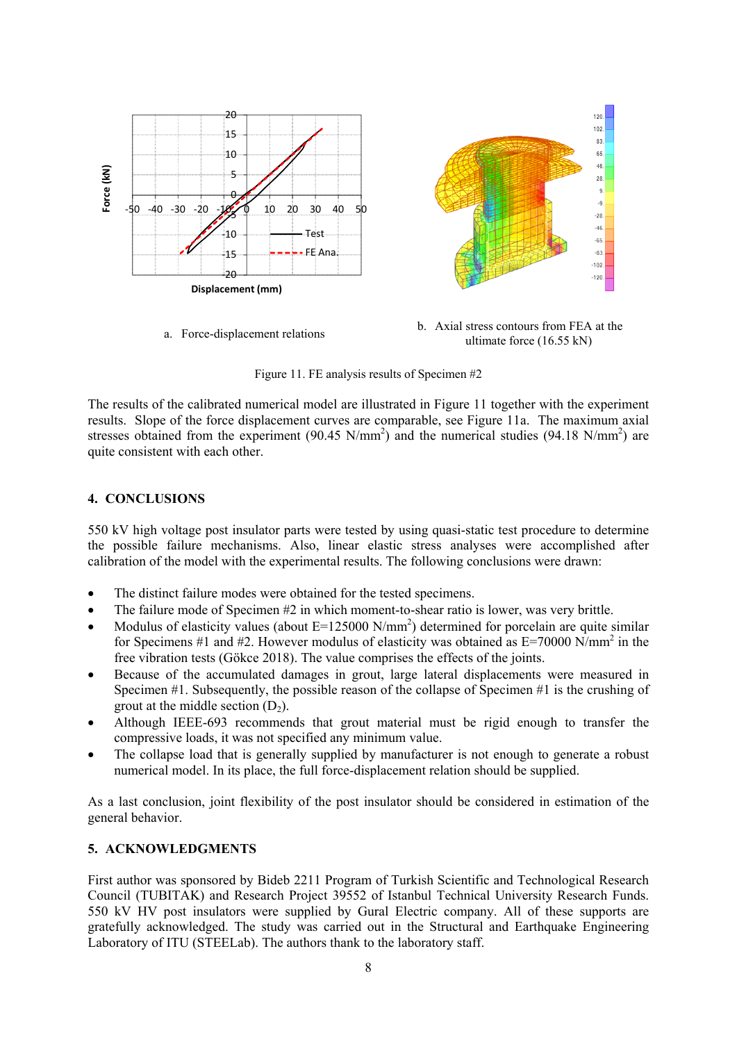a. Force-displacement relations

b. Axial stress contours from FEA at the ultimate force (16.55 kN)

Figure 11. FE analysis results of Specimen #2

The results of the calibrated numerical model are illustrated in Figure 11 together with the experiment results. Slope of the force displacement curves are comparable, see Figure 11a. The maximum axial stresses obtained from the experiment (90.45 N/mm$^2$) and the numerical studies (94.18 N/mm$^2$) are quite consistent with each other.

## 4. CONCLUSIONS

550 kV high voltage post insulator parts were tested by using quasi-static test procedure to determine the possible failure mechanisms. Also, linear elastic stress analyses were accomplished after calibration of the model with the experimental results. The following conclusions were drawn:

- The distinct failure modes were obtained for the tested specimens.
- The failure mode of Specimen #2 in which moment-to-shear ratio is lower, was very brittle.
- Modulus of elasticity values (about E=125000 N/mm$^2$) determined for porcelain are quite similar for Specimens #1 and #2. However modulus of elasticity was obtained as E=70000 N/mm$^2$ in the free vibration tests (Gökce 2018). The value comprises the effects of the joints.
- Because of the accumulated damages in grout, large lateral displacements were measured in Specimen #1. Subsequently, the possible reason of the collapse of Specimen #1 is the crushing of grout at the middle section ($D_2$).
- Although IEEE-693 recommends that grout material must be rigid enough to transfer the compressive loads, it was not specified any minimum value.
- The collapse load that is generally supplied by manufacturer is not enough to generate a robust numerical model. In its place, the full force-displacement relation should be supplied.

As a last conclusion, joint flexibility of the post insulator should be considered in estimation of the general behavior.

## 5. ACKNOWLEDGMENTS

First author was sponsored by Bideb 2211 Program of Turkish Scientific and Technological Research Council (TUBITAK) and Research Project 39552 of Istanbul Technical University Research Funds. 550 kV HV post insulators were supplied by Gural Electric company. All of these supports are gratefully acknowledged. The study was carried out in the Structural and Earthquake Engineering Laboratory of ITU (STEELab). The authors thank to the laboratory staff.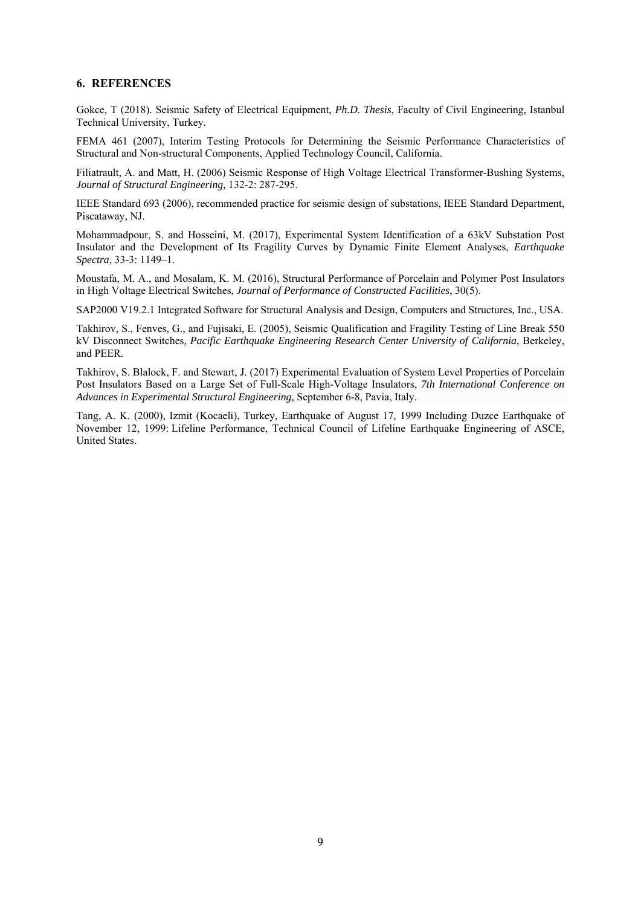## 6. REFERENCES

Gokce, T (2018). Seismic Safety of Electrical Equipment, *Ph.D. Thesis*, Faculty of Civil Engineering, Istanbul Technical University, Turkey.

FEMA 461 (2007), Interim Testing Protocols for Determining the Seismic Performance Characteristics of Structural and Non-structural Components, Applied Technology Council, California.

Filiatrault, A. and Matt, H. (2006) Seismic Response of High Voltage Electrical Transformer-Bushing Systems, *Journal of Structural Engineering,* 132-2: 287-295.

IEEE Standard 693 (2006), recommended practice for seismic design of substations, IEEE Standard Department, Piscataway, NJ.

Mohammadpour, S. and Hosseini, M. (2017), Experimental System Identification of a 63kV Substation Post Insulator and the Development of Its Fragility Curves by Dynamic Finite Element Analyses, *Earthquake Spectra*, 33-3: 1149–1.

Moustafa, M. A., and Mosalam, K. M. (2016), Structural Performance of Porcelain and Polymer Post Insulators in High Voltage Electrical Switches, *Journal of Performance of Constructed Facilities*, 30(5).

SAP2000 V19.2.1 Integrated Software for Structural Analysis and Design, Computers and Structures, Inc., USA.

Takhirov, S., Fenves, G., and Fujisaki, E. (2005), Seismic Qualification and Fragility Testing of Line Break 550 kV Disconnect Switches*, Pacific Earthquake Engineering Research Center University of California*, Berkeley, and PEER.

Takhirov, S. Blalock, F. and Stewart, J. (2017) Experimental Evaluation of System Level Properties of Porcelain Post Insulators Based on a Large Set of Full-Scale High-Voltage Insulators, *7th International Conference on Advances in Experimental Structural Engineering,* September 6-8, Pavia, Italy.

Tang, A. K. (2000), Izmit (Kocaeli), Turkey, Earthquake of August 17, 1999 Including Duzce Earthquake of November 12, 1999: Lifeline Performance, Technical Council of Lifeline Earthquake Engineering of ASCE, United States.